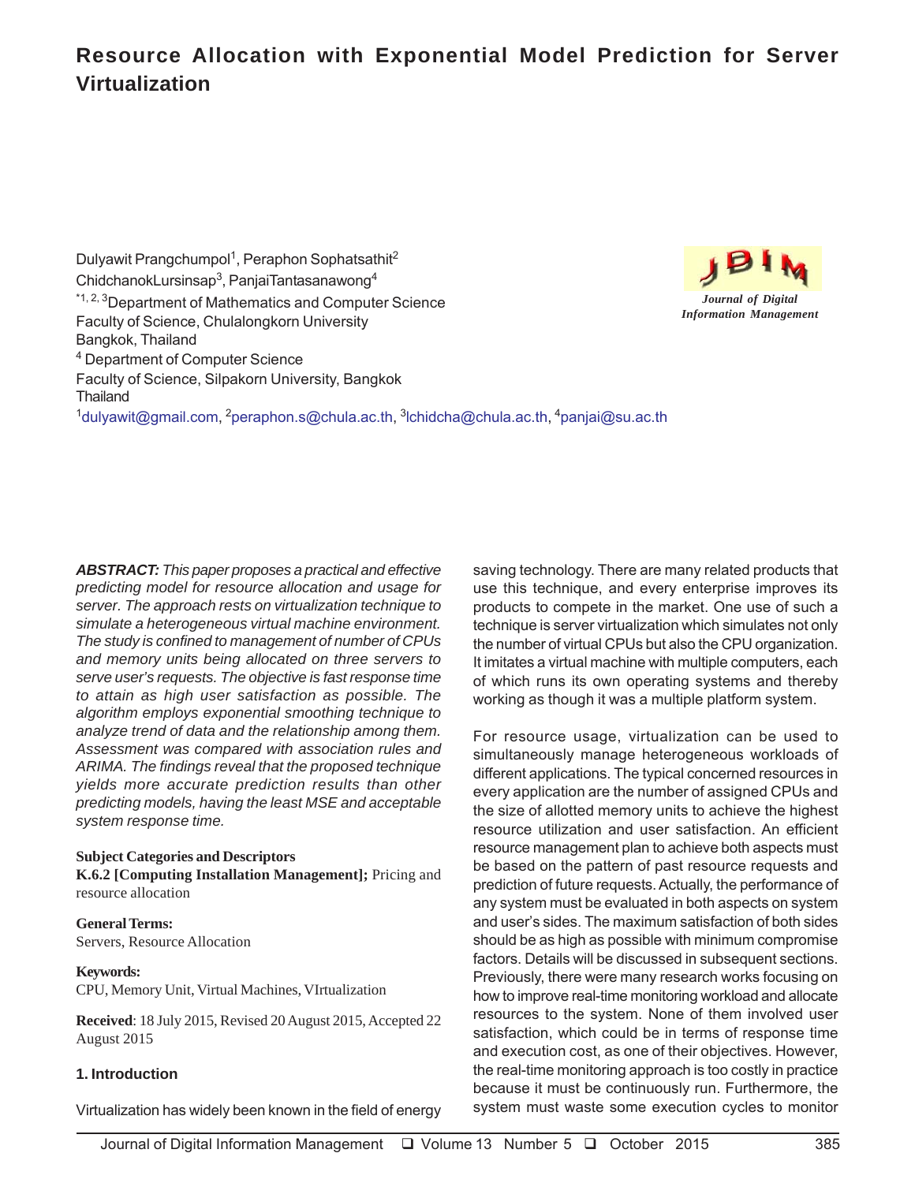# Resource Allocation with Exponential Model Prediction for Server Virtualization

Dulyawit Prangchumpol[1], Peraphon Sophatsathit[2]
ChidchanokLursinsap[3], PanjaiTantasanawong[4]
[*1, 2, 3]Department of Mathematics and Computer Science
Faculty of Science, Chulalongkorn University
Bangkok, Thailand
[4] Department of Computer Science
Faculty of Science, Silpakorn University, Bangkok
Thailand
[1]dulyawit@gmail.com, [2]peraphon.s@chula.ac.th, [3]lchidcha@chula.ac.th, [4]panjai@su.ac.th

Journal of Digital Information Management

***ABSTRACT:*** *This paper proposes a practical and effective predicting model for resource allocation and usage for server. The approach rests on virtualization technique to simulate a heterogeneous virtual machine environment. The study is confined to management of number of CPUs and memory units being allocated on three servers to serve user's requests. The objective is fast response time to attain as high user satisfaction as possible. The algorithm employs exponential smoothing technique to analyze trend of data and the relationship among them. Assessment was compared with association rules and ARIMA. The findings reveal that the proposed technique yields more accurate prediction results than other predicting models, having the least MSE and acceptable system response time.*

**Subject Categories and Descriptors**
**K.6.2 [Computing Installation Management];** Pricing and resource allocation

**General Terms:**
Servers, Resource Allocation

**Keywords:**
CPU, Memory Unit, Virtual Machines, VIrtualization

**Received**: 18 July 2015, Revised 20 August 2015, Accepted 22 August 2015

## 1. Introduction

Virtualization has widely been known in the field of energy saving technology. There are many related products that use this technique, and every enterprise improves its products to compete in the market. One use of such a technique is server virtualization which simulates not only the number of virtual CPUs but also the CPU organization. It imitates a virtual machine with multiple computers, each of which runs its own operating systems and thereby working as though it was a multiple platform system.

For resource usage, virtualization can be used to simultaneously manage heterogeneous workloads of different applications. The typical concerned resources in every application are the number of assigned CPUs and the size of allotted memory units to achieve the highest resource utilization and user satisfaction. An efficient resource management plan to achieve both aspects must be based on the pattern of past resource requests and prediction of future requests. Actually, the performance of any system must be evaluated in both aspects on system and user's sides. The maximum satisfaction of both sides should be as high as possible with minimum compromise factors. Details will be discussed in subsequent sections. Previously, there were many research works focusing on how to improve real-time monitoring workload and allocate resources to the system. None of them involved user satisfaction, which could be in terms of response time and execution cost, as one of their objectives. However, the real-time monitoring approach is too costly in practice because it must be continuously run. Furthermore, the system must waste some execution cycles to monitor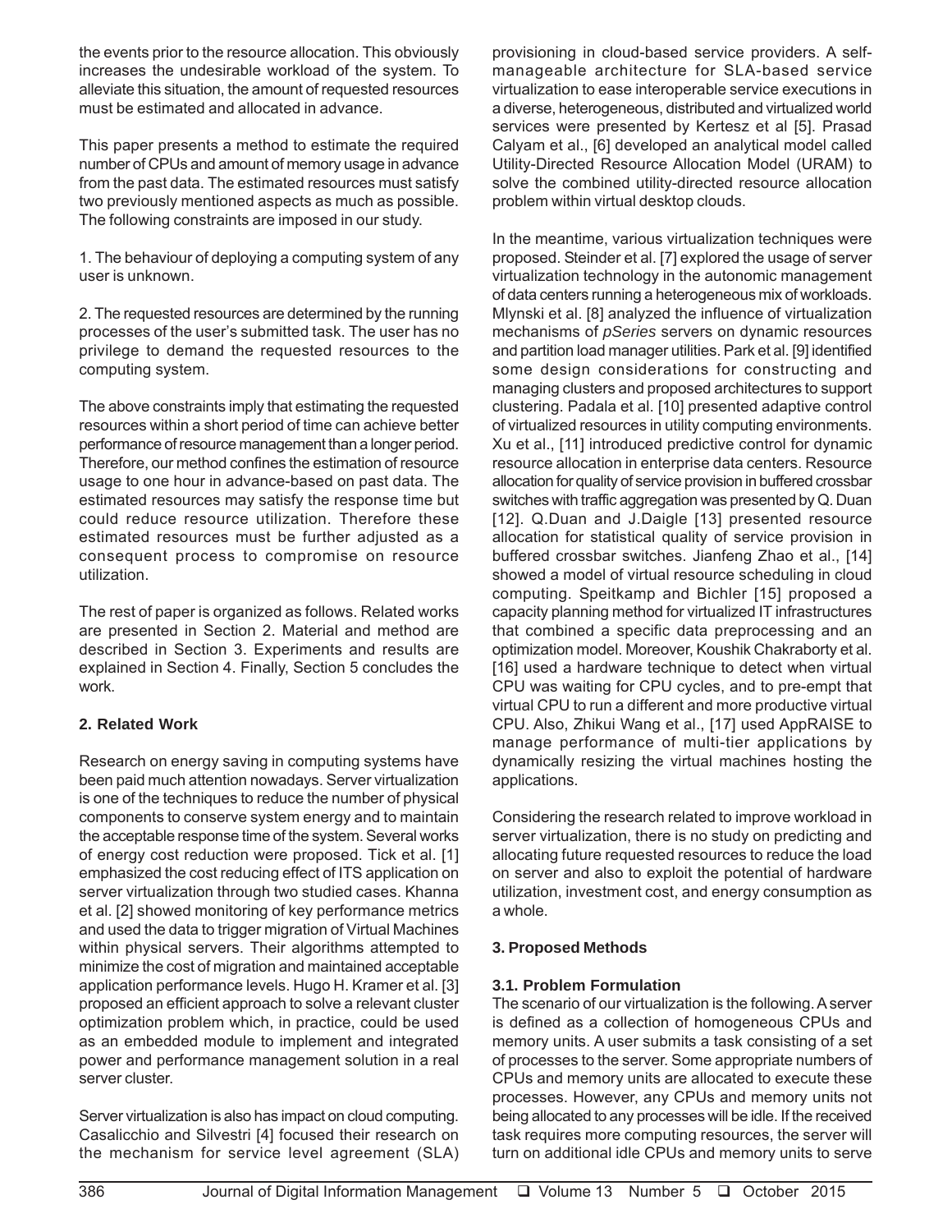the events prior to the resource allocation. This obviously increases the undesirable workload of the system. To alleviate this situation, the amount of requested resources must be estimated and allocated in advance.

This paper presents a method to estimate the required number of CPUs and amount of memory usage in advance from the past data. The estimated resources must satisfy two previously mentioned aspects as much as possible. The following constraints are imposed in our study.

1. The behaviour of deploying a computing system of any user is unknown.

2. The requested resources are determined by the running processes of the user's submitted task. The user has no privilege to demand the requested resources to the computing system.

The above constraints imply that estimating the requested resources within a short period of time can achieve better performance of resource management than a longer period. Therefore, our method confines the estimation of resource usage to one hour in advance-based on past data. The estimated resources may satisfy the response time but could reduce resource utilization. Therefore these estimated resources must be further adjusted as a consequent process to compromise on resource utilization.

The rest of paper is organized as follows. Related works are presented in Section 2. Material and method are described in Section 3. Experiments and results are explained in Section 4. Finally, Section 5 concludes the work.

## 2. Related Work

Research on energy saving in computing systems have been paid much attention nowadays. Server virtualization is one of the techniques to reduce the number of physical components to conserve system energy and to maintain the acceptable response time of the system. Several works of energy cost reduction were proposed. Tick et al. [1] emphasized the cost reducing effect of ITS application on server virtualization through two studied cases. Khanna et al. [2] showed monitoring of key performance metrics and used the data to trigger migration of Virtual Machines within physical servers. Their algorithms attempted to minimize the cost of migration and maintained acceptable application performance levels. Hugo H. Kramer et al. [3] proposed an efficient approach to solve a relevant cluster optimization problem which, in practice, could be used as an embedded module to implement and integrated power and performance management solution in a real server cluster.

Server virtualization is also has impact on cloud computing. Casalicchio and Silvestri [4] focused their research on the mechanism for service level agreement (SLA) provisioning in cloud-based service providers. A self-manageable architecture for SLA-based service virtualization to ease interoperable service executions in a diverse, heterogeneous, distributed and virtualized world services were presented by Kertesz et al [5]. Prasad Calyam et al., [6] developed an analytical model called Utility-Directed Resource Allocation Model (URAM) to solve the combined utility-directed resource allocation problem within virtual desktop clouds.

In the meantime, various virtualization techniques were proposed. Steinder et al. [7] explored the usage of server virtualization technology in the autonomic management of data centers running a heterogeneous mix of workloads. Mlynski et al. [8] analyzed the influence of virtualization mechanisms of *pSeries* servers on dynamic resources and partition load manager utilities. Park et al. [9] identified some design considerations for constructing and managing clusters and proposed architectures to support clustering. Padala et al. [10] presented adaptive control of virtualized resources in utility computing environments. Xu et al., [11] introduced predictive control for dynamic resource allocation in enterprise data centers. Resource allocation for quality of service provision in buffered crossbar switches with traffic aggregation was presented by Q. Duan [12]. Q.Duan and J.Daigle [13] presented resource allocation for statistical quality of service provision in buffered crossbar switches. Jianfeng Zhao et al., [14] showed a model of virtual resource scheduling in cloud computing. Speitkamp and Bichler [15] proposed a capacity planning method for virtualized IT infrastructures that combined a specific data preprocessing and an optimization model. Moreover, Koushik Chakraborty et al. [16] used a hardware technique to detect when virtual CPU was waiting for CPU cycles, and to pre-empt that virtual CPU to run a different and more productive virtual CPU. Also, Zhikui Wang et al., [17] used AppRAISE to manage performance of multi-tier applications by dynamically resizing the virtual machines hosting the applications.

Considering the research related to improve workload in server virtualization, there is no study on predicting and allocating future requested resources to reduce the load on server and also to exploit the potential of hardware utilization, investment cost, and energy consumption as a whole.

## 3. Proposed Methods

### 3.1. Problem Formulation

The scenario of our virtualization is the following. A server is defined as a collection of homogeneous CPUs and memory units. A user submits a task consisting of a set of processes to the server. Some appropriate numbers of CPUs and memory units are allocated to execute these processes. However, any CPUs and memory units not being allocated to any processes will be idle. If the received task requires more computing resources, the server will turn on additional idle CPUs and memory units to serve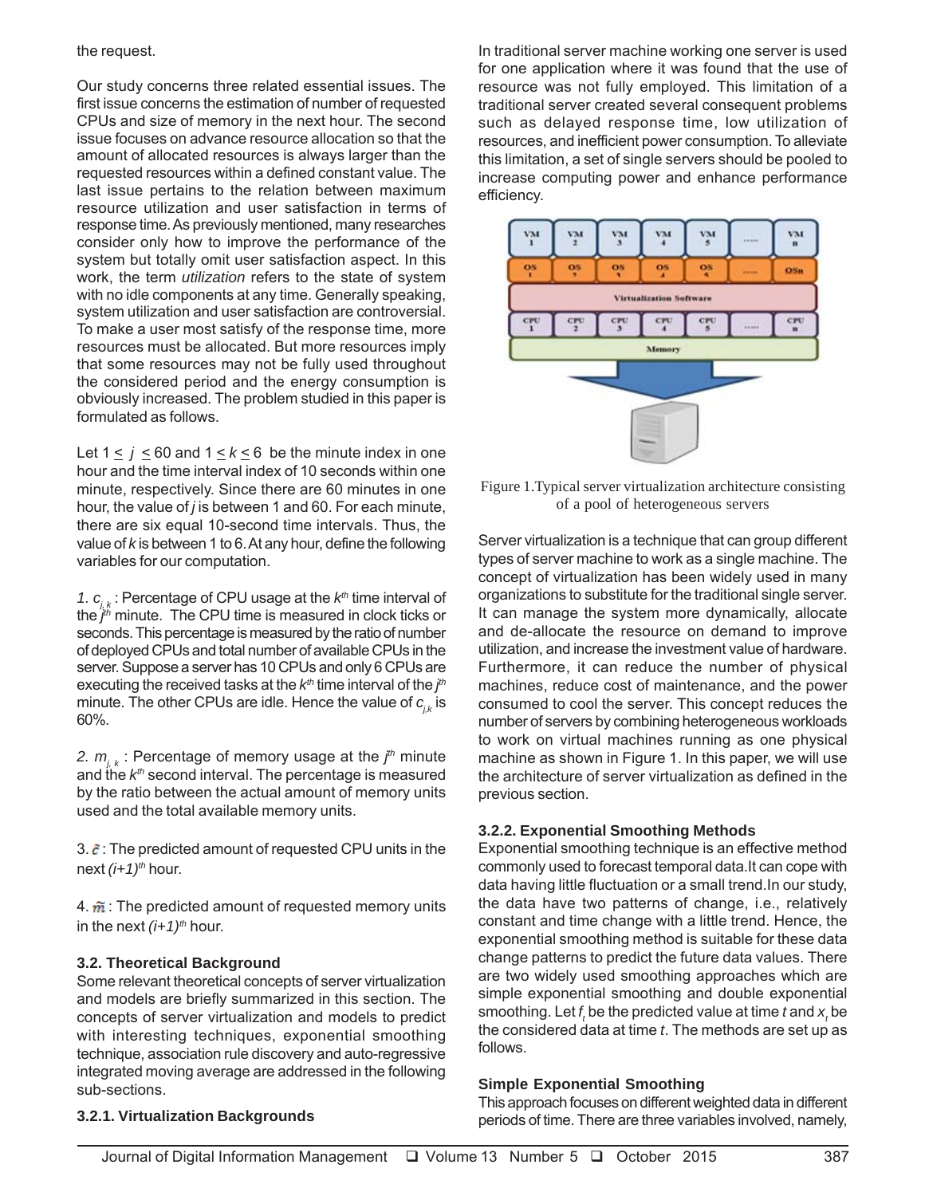the request.

Our study concerns three related essential issues. The first issue concerns the estimation of number of requested CPUs and size of memory in the next hour. The second issue focuses on advance resource allocation so that the amount of allocated resources is always larger than the requested resources within a defined constant value. The last issue pertains to the relation between maximum resource utilization and user satisfaction in terms of response time. As previously mentioned, many researches consider only how to improve the performance of the system but totally omit user satisfaction aspect. In this work, the term *utilization* refers to the state of system with no idle components at any time. Generally speaking, system utilization and user satisfaction are controversial. To make a user most satisfy of the response time, more resources must be allocated. But more resources imply that some resources may not be fully used throughout the considered period and the energy consumption is obviously increased. The problem studied in this paper is formulated as follows.

Let $1 \leq j \leq 60$ and $1 \leq k \leq 6$ be the minute index in one hour and the time interval index of 10 seconds within one minute, respectively. Since there are 60 minutes in one hour, the value of $j$ is between 1 and 60. For each minute, there are six equal 10-second time intervals. Thus, the value of $k$ is between 1 to 6. At any hour, define the following variables for our computation.

1. $c_{j,k}$ : Percentage of CPU usage at the $k^{th}$ time interval of the $j^{th}$ minute. The CPU time is measured in clock ticks or seconds. This percentage is measured by the ratio of number of deployed CPUs and total number of available CPUs in the server. Suppose a server has 10 CPUs and only 6 CPUs are executing the received tasks at the $k^{th}$ time interval of the $j^{th}$ minute. The other CPUs are idle. Hence the value of $c_{j,k}$ is 60%.

2. $m_{j,k}$ : Percentage of memory usage at the $j^{th}$ minute and the $k^{th}$ second interval. The percentage is measured by the ratio between the actual amount of memory units used and the total available memory units.

3. $\tilde{c}$ : The predicted amount of requested CPU units in the next $(i+1)^{th}$ hour.

4. $\tilde{m}$ : The predicted amount of requested memory units in the next $(i+1)^{th}$ hour.

### 3.2. Theoretical Background

Some relevant theoretical concepts of server virtualization and models to predict with interesting techniques, exponential smoothing technique, association rule discovery and auto-regressive integrated moving average are addressed in the following sub-sections.

#### 3.2.1. Virtualization Backgrounds

In traditional server machine working one server is used for one application where it was found that the use of resource was not fully employed. This limitation of a traditional server created several consequent problems such as delayed response time, low utilization of resources, and inefficient power consumption. To alleviate this limitation, a set of single servers should be pooled to increase computing power and enhance performance efficiency.

Figure 1.Typical server virtualization architecture consisting of a pool of heterogeneous servers

Server virtualization is a technique that can group different types of server machine to work as a single machine. The concept of virtualization has been widely used in many organizations to substitute for the traditional single server. It can manage the system more dynamically, allocate and de-allocate the resource on demand to improve utilization, and increase the investment value of hardware. Furthermore, it can reduce the number of physical machines, reduce cost of maintenance, and the power consumed to cool the server. This concept reduces the number of servers by combining heterogeneous workloads to work on virtual machines running as one physical machine as shown in Figure 1. In this paper, we will use the architecture of server virtualization as defined in the previous section.

#### 3.2.2. Exponential Smoothing Methods

Exponential smoothing technique is an effective method commonly used to forecast temporal data.It can cope with data having little fluctuation or a small trend.In our study, the data have two patterns of change, i.e., relatively constant and time change with a little trend. Hence, the exponential smoothing method is suitable for these data change patterns to predict the future data values. There are two widely used smoothing approaches which are simple exponential smoothing and double exponential smoothing. Let $f_t$ be the predicted value at time $t$ and $x_t$ be the considered data at time $t$. The methods are set up as follows.

**Simple Exponential Smoothing**

This approach focuses on different weighted data in different periods of time. There are three variables involved, namely,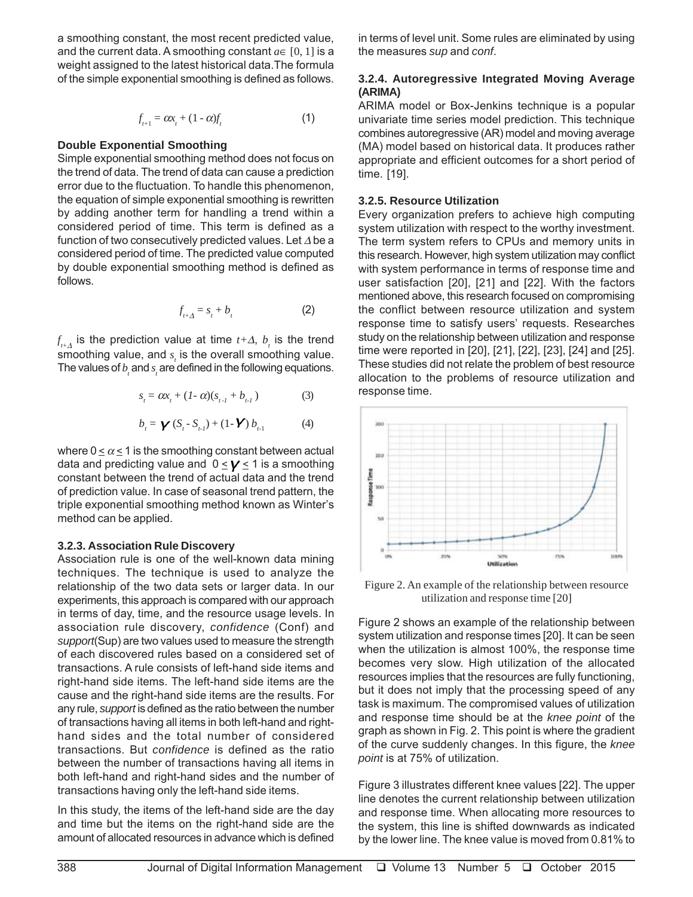a smoothing constant, the most recent predicted value, and the current data. A smoothing constant $a \in [0, 1]$ is a weight assigned to the latest historical data.The formula of the simple exponential smoothing is defined as follows.

$$f_{t+1} = \alpha x_t + (1 - \alpha) f_t \qquad (1)$$

**Double Exponential Smoothing**

Simple exponential smoothing method does not focus on the trend of data. The trend of data can cause a prediction error due to the fluctuation. To handle this phenomenon, the equation of simple exponential smoothing is rewritten by adding another term for handling a trend within a considered period of time. This term is defined as a function of two consecutively predicted values. Let $\Delta$ be a considered period of time. The predicted value computed by double exponential smoothing method is defined as follows.

$$f_{t+\Delta} = s_t + b_t \qquad (2)$$

$f_{t+\Delta}$ is the prediction value at time $t+\Delta$, $b_t$ is the trend smoothing value, and $s_t$ is the overall smoothing value. The values of $b_t$ and $s_t$ are defined in the following equations.

$$s_t = \alpha x_t + (1 - \alpha)(s_{t-1} + b_{t-1}) \qquad (3)$$

$$b_t = \gamma (S_t - S_{t-1}) + (1 - \gamma) b_{t-1} \qquad (4)$$

where $0 \leq \alpha \leq 1$ is the smoothing constant between actual data and predicting value and $0 \leq \gamma \leq 1$ is a smoothing constant between the trend of actual data and the trend of prediction value. In case of seasonal trend pattern, the triple exponential smoothing method known as Winter's method can be applied.

### 3.2.3. Association Rule Discovery

Association rule is one of the well-known data mining techniques. The technique is used to analyze the relationship of the two data sets or larger data. In our experiments, this approach is compared with our approach in terms of day, time, and the resource usage levels. In association rule discovery, *confidence* (Conf) and *support*(Sup) are two values used to measure the strength of each discovered rules based on a considered set of transactions. A rule consists of left-hand side items and right-hand side items. The left-hand side items are the cause and the right-hand side items are the results. For any rule, *support* is defined as the ratio between the number of transactions having all items in both left-hand and right-hand sides and the total number of considered transactions. But *confidence* is defined as the ratio between the number of transactions having all items in both left-hand and right-hand sides and the number of transactions having only the left-hand side items.

In this study, the items of the left-hand side are the day and time but the items on the right-hand side are the amount of allocated resources in advance which is defined in terms of level unit. Some rules are eliminated by using the measures *sup* and *conf*.

### 3.2.4. Autoregressive Integrated Moving Average (ARIMA)

ARIMA model or Box-Jenkins technique is a popular univariate time series model prediction. This technique combines autoregressive (AR) model and moving average (MA) model based on historical data. It produces rather appropriate and efficient outcomes for a short period of time. [19].

### 3.2.5. Resource Utilization

Every organization prefers to achieve high computing system utilization with respect to the worthy investment. The term system refers to CPUs and memory units in this research. However, high system utilization may conflict with system performance in terms of response time and user satisfaction [20], [21] and [22]. With the factors mentioned above, this research focused on compromising the conflict between resource utilization and system response time to satisfy users' requests. Researches study on the relationship between utilization and response time were reported in [20], [21], [22], [23], [24] and [25]. These studies did not relate the problem of best resource allocation to the problems of resource utilization and response time.

Figure 2. An example of the relationship between resource utilization and response time [20]

Figure 2 shows an example of the relationship between system utilization and response times [20]. It can be seen when the utilization is almost 100%, the response time becomes very slow. High utilization of the allocated resources implies that the resources are fully functioning, but it does not imply that the processing speed of any task is maximum. The compromised values of utilization and response time should be at the *knee point* of the graph as shown in Fig. 2. This point is where the gradient of the curve suddenly changes. In this figure, the *knee point* is at 75% of utilization.

Figure 3 illustrates different knee values [22]. The upper line denotes the current relationship between utilization and response time. When allocating more resources to the system, this line is shifted downwards as indicated by the lower line. The knee value is moved from 0.81% to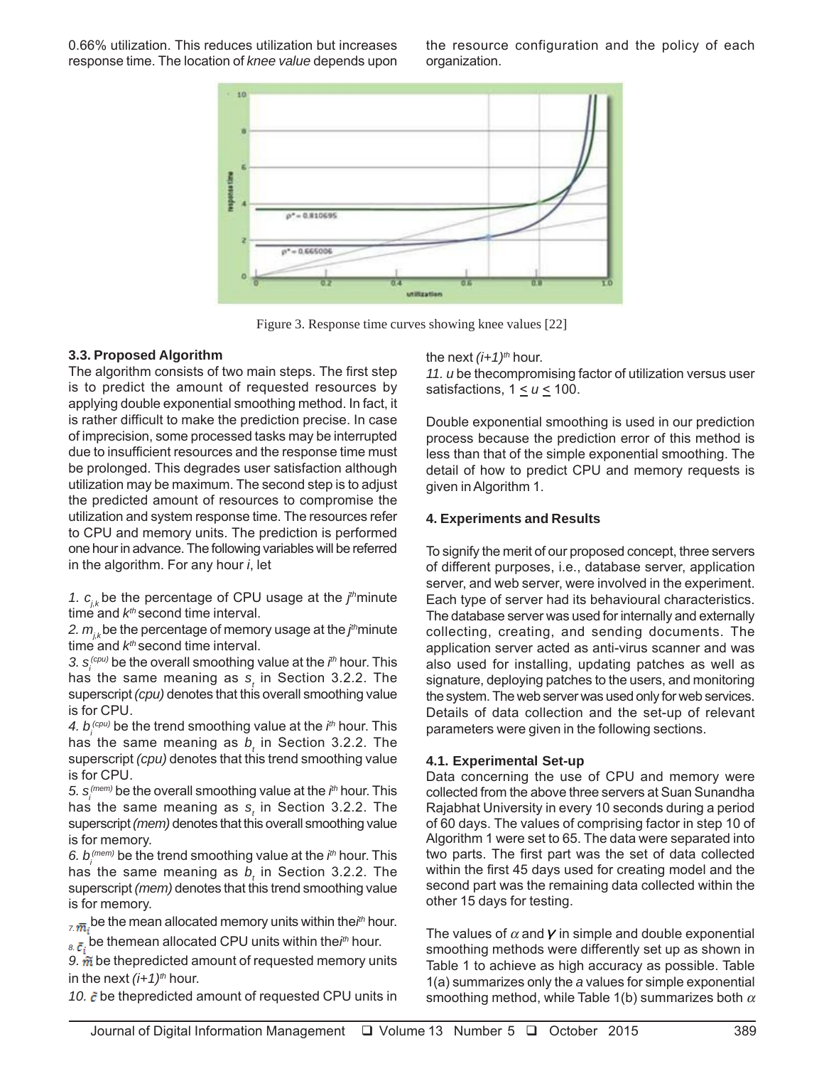0.66% utilization. This reduces utilization but increases response time. The location of *knee value* depends upon the resource configuration and the policy of each organization.

Figure 3. Response time curves showing knee values [22]

### 3.3. Proposed Algorithm

The algorithm consists of two main steps. The first step is to predict the amount of requested resources by applying double exponential smoothing method. In fact, it is rather difficult to make the prediction precise. In case of imprecision, some processed tasks may be interrupted due to insufficient resources and the response time must be prolonged. This degrades user satisfaction although utilization may be maximum. The second step is to adjust the predicted amount of resources to compromise the utilization and system response time. The resources refer to CPU and memory units. The prediction is performed one hour in advance. The following variables will be referred in the algorithm. For any hour *i*, let

1. $c_{j,k}$ be the percentage of CPU usage at the $j^{th}$ minute time and $k^{th}$ second time interval.
2. $m_{j,k}$ be the percentage of memory usage at the $j^{th}$ minute time and $k^{th}$ second time interval.
3. $s_i^{(cpu)}$ be the overall smoothing value at the $i^{th}$ hour. This has the same meaning as $s_t$ in Section 3.2.2. The superscript *(cpu)* denotes that this overall smoothing value is for CPU.
4. $b_i^{(cpu)}$ be the trend smoothing value at the $i^{th}$ hour. This has the same meaning as $b_t$ in Section 3.2.2. The superscript *(cpu)* denotes that this trend smoothing value is for CPU.
5. $s_i^{(mem)}$ be the overall smoothing value at the $i^{th}$ hour. This has the same meaning as $s_t$ in Section 3.2.2. The superscript *(mem)* denotes that this overall smoothing value is for memory.
6. $b_i^{(mem)}$ be the trend smoothing value at the $i^{th}$ hour. This has the same meaning as $b_t$ in Section 3.2.2. The superscript *(mem)* denotes that this trend smoothing value is for memory.
7. $\bar{m}_i$ be the mean allocated memory units within the $i^{th}$ hour.
8. $\bar{c}_i$ be themean allocated CPU units within the $i^{th}$ hour.
9. $\hat{m}$ be thepredicted amount of requested memory units in the next $(i+1)^{th}$ hour.
10. $\hat{c}$ be thepredicted amount of requested CPU units in the next $(i+1)^{th}$ hour.
11. *u* be thecompromising factor of utilization versus user satisfactions, $1 \leq u \leq 100$.

Double exponential smoothing is used in our prediction process because the prediction error of this method is less than that of the simple exponential smoothing. The detail of how to predict CPU and memory requests is given in Algorithm 1.

## 4. Experiments and Results

To signify the merit of our proposed concept, three servers of different purposes, i.e., database server, application server, and web server, were involved in the experiment. Each type of server had its behavioural characteristics. The database server was used for internally and externally collecting, creating, and sending documents. The application server acted as anti-virus scanner and was also used for installing, updating patches as well as signature, deploying patches to the users, and monitoring the system. The web server was used only for web services. Details of data collection and the set-up of relevant parameters were given in the following sections.

### 4.1. Experimental Set-up

Data concerning the use of CPU and memory were collected from the above three servers at Suan Sunandha Rajabhat University in every 10 seconds during a period of 60 days. The values of comprising factor in step 10 of Algorithm 1 were set to 65. The data were separated into two parts. The first part was the set of data collected within the first 45 days used for creating model and the second part was the remaining data collected within the other 15 days for testing.

The values of $\alpha$ and $\gamma$ in simple and double exponential smoothing methods were differently set up as shown in Table 1 to achieve as high accuracy as possible. Table 1(a) summarizes only the *a* values for simple exponential smoothing method, while Table 1(b) summarizes both $\alpha$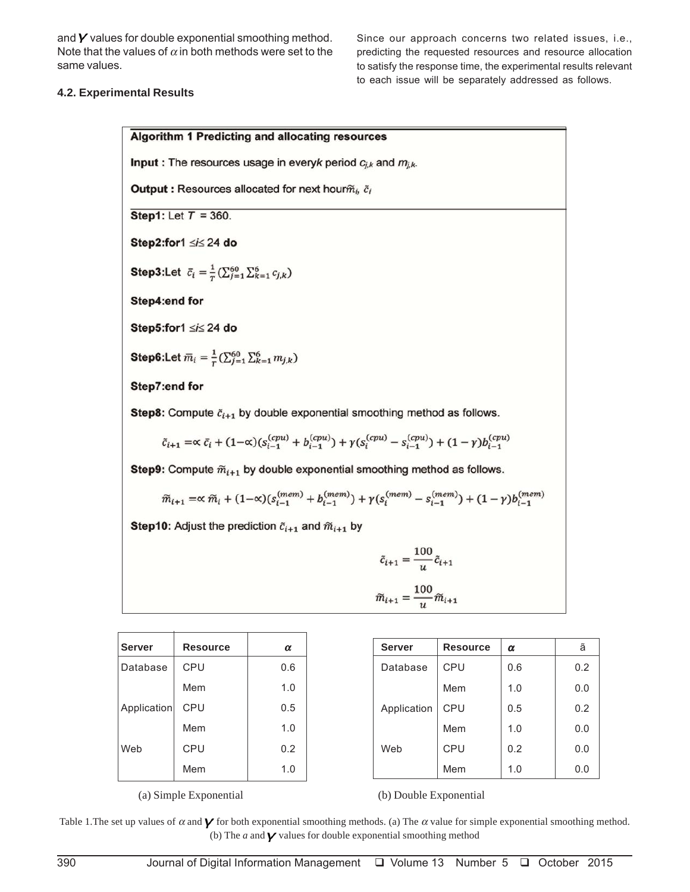and $\gamma$ values for double exponential smoothing method. Note that the values of $\alpha$ in both methods were set to the same values.

### 4.2. Experimental Results

Since our approach concerns two related issues, i.e., predicting the requested resources and resource allocation to satisfy the response time, the experimental results relevant to each issue will be separately addressed as follows.

**Algorithm 1 Predicting and allocating resources**

**Input :** The resources usage in every$k$ period $c_{j,k}$ and $m_{j,k}$.

**Output :** Resources allocated for next hour$\tilde{m}_i$, $\tilde{c}_i$

**Step1:** Let $T = 360$.

**Step2:for**1 $\leq i \leq$ 24 **do**

**Step3:**Let $\bar{c}_i = \frac{1}{T}(\sum_{j=1}^{60} \sum_{k=1}^{6} c_{j,k})$

**Step4:end for**

**Step5:for**1 $\leq i \leq$ 24 **do**

**Step6:**Let $\bar{m}_i = \frac{1}{T}(\sum_{j=1}^{60} \sum_{k=1}^{6} m_{j,k})$

**Step7:end for**

**Step8:** Compute $\tilde{c}_{i+1}$ by double exponential smoothing method as follows.

$$\tilde{c}_{i+1} = \propto \bar{c}_i + (1-\propto)(s_{i-1}^{(cpu)} + b_{i-1}^{(cpu)}) + \gamma(s_i^{(cpu)} - s_{i-1}^{(cpu)}) + (1-\gamma)b_{i-1}^{(cpu)}$$

**Step9:** Compute $\tilde{m}_{i+1}$ by double exponential smoothing method as follows.

$$\tilde{m}_{i+1} = \propto \bar{m}_i + (1-\propto)(s_{i-1}^{(mem)} + b_{i-1}^{(mem)}) + \gamma(s_i^{(mem)} - s_{i-1}^{(mem)}) + (1-\gamma)b_{i-1}^{(mem)}$$

**Step10:** Adjust the prediction $\tilde{c}_{i+1}$ and $\tilde{m}_{i+1}$ by

$$\tilde{c}_{i+1} = \frac{100}{u}\tilde{c}_{i+1}$$

$$\tilde{m}_{i+1} = \frac{100}{u}\tilde{m}_{i+1}$$

| Server | Resource | $\alpha$ |
|---|---|---|
| Database | CPU | 0.6 |
| | Mem | 1.0 |
| Application | CPU | 0.5 |
| | Mem | 1.0 |
| Web | CPU | 0.2 |
| | Mem | 1.0 |

(a) Simple Exponential

| Server | Resource | $\alpha$ | ã |
|---|---|---|---|
| Database | CPU | 0.6 | 0.2 |
| | Mem | 1.0 | 0.0 |
| Application | CPU | 0.5 | 0.2 |
| | Mem | 1.0 | 0.0 |
| Web | CPU | 0.2 | 0.0 |
| | Mem | 1.0 | 0.0 |

(b) Double Exponential

Table 1.The set up values of $\alpha$ and $\gamma$ for both exponential smoothing methods. (a) The $\alpha$ value for simple exponential smoothing method. (b) The $a$ and $\gamma$ values for double exponential smoothing method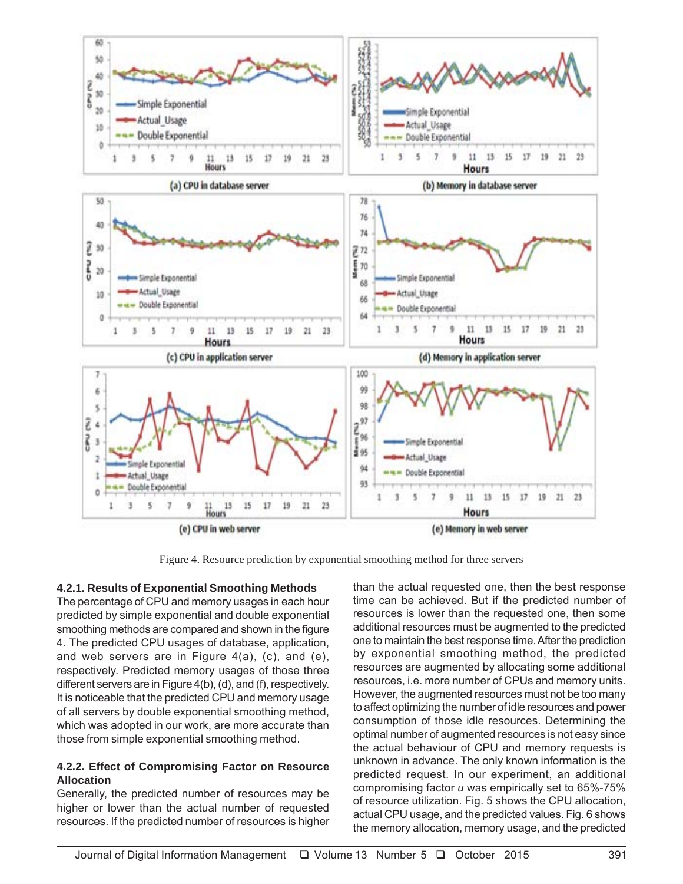Figure 4. Resource prediction by exponential smoothing method for three servers

#### 4.2.1. Results of Exponential Smoothing Methods

The percentage of CPU and memory usages in each hour predicted by simple exponential and double exponential smoothing methods are compared and shown in the figure 4. The predicted CPU usages of database, application, and web servers are in Figure 4(a), (c), and (e), respectively. Predicted memory usages of those three different servers are in Figure 4(b), (d), and (f), respectively. It is noticeable that the predicted CPU and memory usage of all servers by double exponential smoothing method, which was adopted in our work, are more accurate than those from simple exponential smoothing method.

#### 4.2.2. Effect of Compromising Factor on Resource Allocation

Generally, the predicted number of resources may be higher or lower than the actual number of requested resources. If the predicted number of resources is higher than the actual requested one, then the best response time can be achieved. But if the predicted number of resources is lower than the requested one, then some additional resources must be augmented to the predicted one to maintain the best response time. After the prediction by exponential smoothing method, the predicted resources are augmented by allocating some additional resources, i.e. more number of CPUs and memory units. However, the augmented resources must not be too many to affect optimizing the number of idle resources and power consumption of those idle resources. Determining the optimal number of augmented resources is not easy since the actual behaviour of CPU and memory requests is unknown in advance. The only known information is the predicted request. In our experiment, an additional compromising factor *u* was empirically set to 65%-75% of resource utilization. Fig. 5 shows the CPU allocation, actual CPU usage, and the predicted values. Fig. 6 shows the memory allocation, memory usage, and the predicted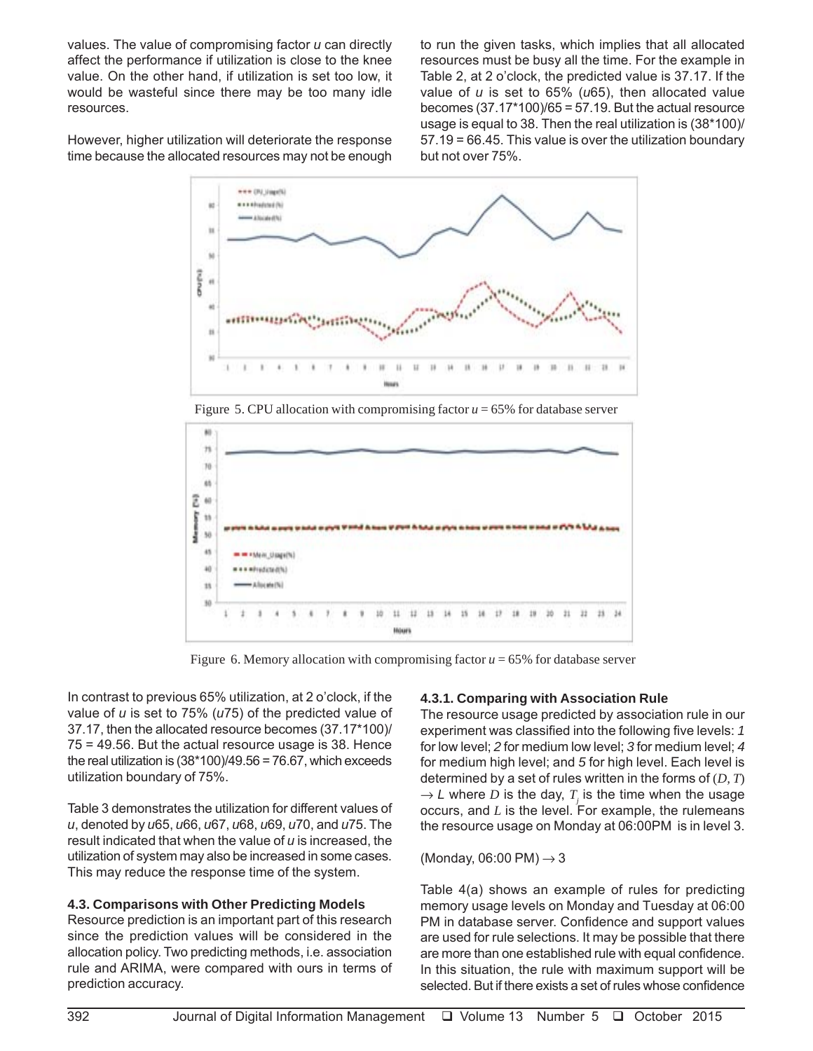values. The value of compromising factor *u* can directly affect the performance if utilization is close to the knee value. On the other hand, if utilization is set too low, it would be wasteful since there may be too many idle resources.

However, higher utilization will deteriorate the response time because the allocated resources may not be enough to run the given tasks, which implies that all allocated resources must be busy all the time. For the example in Table 2, at 2 o'clock, the predicted value is 37.17. If the value of *u* is set to 65% (*u*65), then allocated value becomes (37.17*100)/65 = 57.19. But the actual resource usage is equal to 38. Then the real utilization is (38*100)/ 57.19 = 66.45. This value is over the utilization boundary but not over 75%.

Figure 5. CPU allocation with compromising factor $u$ = 65% for database server

Figure 6. Memory allocation with compromising factor $u$ = 65% for database server

In contrast to previous 65% utilization, at 2 o'clock, if the value of *u* is set to 75% (*u*75) of the predicted value of 37.17, then the allocated resource becomes (37.17*100)/ 75 = 49.56. But the actual resource usage is 38. Hence the real utilization is (38*100)/49.56 = 76.67, which exceeds utilization boundary of 75%.

Table 3 demonstrates the utilization for different values of *u*, denoted by *u*65, *u*66, *u*67, *u*68, *u*69, *u*70, and *u*75. The result indicated that when the value of *u* is increased, the utilization of system may also be increased in some cases. This may reduce the response time of the system.

### 4.3. Comparisons with Other Predicting Models

Resource prediction is an important part of this research since the prediction values will be considered in the allocation policy. Two predicting methods, i.e. association rule and ARIMA, were compared with ours in terms of prediction accuracy.

#### 4.3.1. Comparing with Association Rule

The resource usage predicted by association rule in our experiment was classified into the following five levels: *1* for low level; *2* for medium low level; *3* for medium level; *4* for medium high level; and *5* for high level. Each level is determined by a set of rules written in the forms of $(D, T) \rightarrow L$ where $D$ is the day, $T_j$ is the time when the usage occurs, and $L$ is the level. For example, the rulemeans the resource usage on Monday at 06:00PM is in level 3.

(Monday, 06:00 PM) $\rightarrow$ 3

Table 4(a) shows an example of rules for predicting memory usage levels on Monday and Tuesday at 06:00 PM in database server. Confidence and support values are used for rule selections. It may be possible that there are more than one established rule with equal confidence. In this situation, the rule with maximum support will be selected. But if there exists a set of rules whose confidence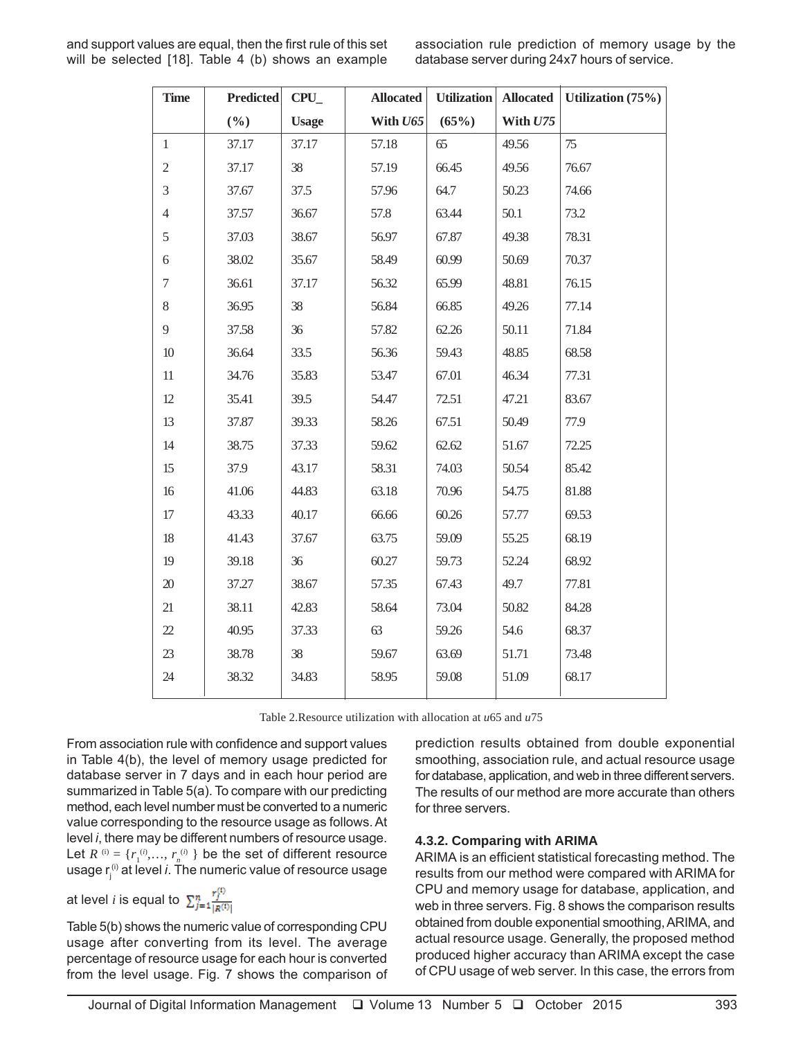and support values are equal, then the first rule of this set will be selected [18]. Table 4 (b) shows an example association rule prediction of memory usage by the database server during 24x7 hours of service.

| Time | Predicted (%) | CPU_ Usage | Allocated With *U65* | Utilization (65%) | Allocated With *U75* | Utilization (75%) |
|---|---|---|---|---|---|---|
| 1 | 37.17 | 37.17 | 57.18 | 65 | 49.56 | 75 |
| 2 | 37.17 | 38 | 57.19 | 66.45 | 49.56 | 76.67 |
| 3 | 37.67 | 37.5 | 57.96 | 64.7 | 50.23 | 74.66 |
| 4 | 37.57 | 36.67 | 57.8 | 63.44 | 50.1 | 73.2 |
| 5 | 37.03 | 38.67 | 56.97 | 67.87 | 49.38 | 78.31 |
| 6 | 38.02 | 35.67 | 58.49 | 60.99 | 50.69 | 70.37 |
| 7 | 36.61 | 37.17 | 56.32 | 65.99 | 48.81 | 76.15 |
| 8 | 36.95 | 38 | 56.84 | 66.85 | 49.26 | 77.14 |
| 9 | 37.58 | 36 | 57.82 | 62.26 | 50.11 | 71.84 |
| 10 | 36.64 | 33.5 | 56.36 | 59.43 | 48.85 | 68.58 |
| 11 | 34.76 | 35.83 | 53.47 | 67.01 | 46.34 | 77.31 |
| 12 | 35.41 | 39.5 | 54.47 | 72.51 | 47.21 | 83.67 |
| 13 | 37.87 | 39.33 | 58.26 | 67.51 | 50.49 | 77.9 |
| 14 | 38.75 | 37.33 | 59.62 | 62.62 | 51.67 | 72.25 |
| 15 | 37.9 | 43.17 | 58.31 | 74.03 | 50.54 | 85.42 |
| 16 | 41.06 | 44.83 | 63.18 | 70.96 | 54.75 | 81.88 |
| 17 | 43.33 | 40.17 | 66.66 | 60.26 | 57.77 | 69.53 |
| 18 | 41.43 | 37.67 | 63.75 | 59.09 | 55.25 | 68.19 |
| 19 | 39.18 | 36 | 60.27 | 59.73 | 52.24 | 68.92 |
| 20 | 37.27 | 38.67 | 57.35 | 67.43 | 49.7 | 77.81 |
| 21 | 38.11 | 42.83 | 58.64 | 73.04 | 50.82 | 84.28 |
| 22 | 40.95 | 37.33 | 63 | 59.26 | 54.6 | 68.37 |
| 23 | 38.78 | 38 | 59.67 | 63.69 | 51.71 | 73.48 |
| 24 | 38.32 | 34.83 | 58.95 | 59.08 | 51.09 | 68.17 |

Table 2.Resource utilization with allocation at *u*65 and *u*75

From association rule with confidence and support values in Table 4(b), the level of memory usage predicted for database server in 7 days and in each hour period are summarized in Table 5(a). To compare with our predicting method, each level number must be converted to a numeric value corresponding to the resource usage as follows. At level *i*, there may be different numbers of resource usage. Let $R^{(i)} = \{r_1^{(i)},\ldots, r_n^{(i)}\}$ be the set of different resource usage $r_j^{(i)}$ at level *i*. The numeric value of resource usage at level *i* is equal to $\sum_{j=1}^{n} \frac{r_j^{(i)}}{|R^{(i)}|}$

Table 5(b) shows the numeric value of corresponding CPU usage after converting from its level. The average percentage of resource usage for each hour is converted from the level usage. Fig. 7 shows the comparison of prediction results obtained from double exponential smoothing, association rule, and actual resource usage for database, application, and web in three different servers. The results of our method are more accurate than others for three servers.

#### 4.3.2. Comparing with ARIMA

ARIMA is an efficient statistical forecasting method. The results from our method were compared with ARIMA for CPU and memory usage for database, application, and web in three servers. Fig. 8 shows the comparison results obtained from double exponential smoothing, ARIMA, and actual resource usage. Generally, the proposed method produced higher accuracy than ARIMA except the case of CPU usage of web server. In this case, the errors from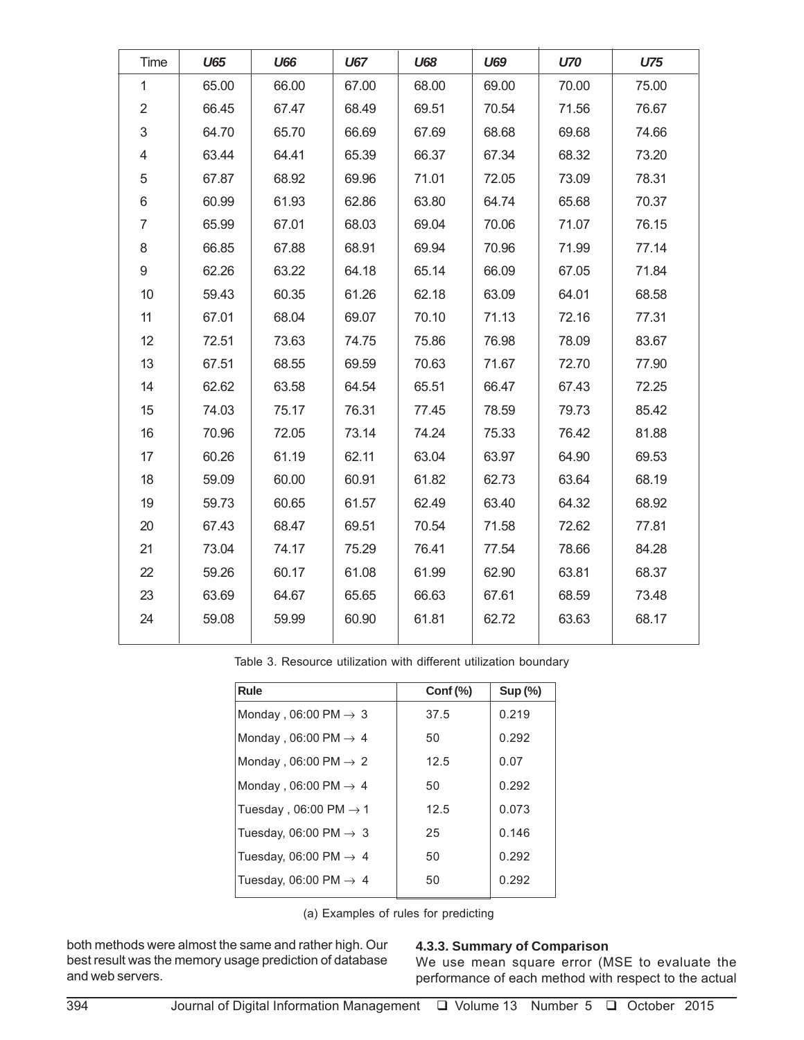| Time | *U65* | *U66* | *U67* | *U68* | *U69* | *U70* | *U75* |
|---|---|---|---|---|---|---|---|
| 1 | 65.00 | 66.00 | 67.00 | 68.00 | 69.00 | 70.00 | 75.00 |
| 2 | 66.45 | 67.47 | 68.49 | 69.51 | 70.54 | 71.56 | 76.67 |
| 3 | 64.70 | 65.70 | 66.69 | 67.69 | 68.68 | 69.68 | 74.66 |
| 4 | 63.44 | 64.41 | 65.39 | 66.37 | 67.34 | 68.32 | 73.20 |
| 5 | 67.87 | 68.92 | 69.96 | 71.01 | 72.05 | 73.09 | 78.31 |
| 6 | 60.99 | 61.93 | 62.86 | 63.80 | 64.74 | 65.68 | 70.37 |
| 7 | 65.99 | 67.01 | 68.03 | 69.04 | 70.06 | 71.07 | 76.15 |
| 8 | 66.85 | 67.88 | 68.91 | 69.94 | 70.96 | 71.99 | 77.14 |
| 9 | 62.26 | 63.22 | 64.18 | 65.14 | 66.09 | 67.05 | 71.84 |
| 10 | 59.43 | 60.35 | 61.26 | 62.18 | 63.09 | 64.01 | 68.58 |
| 11 | 67.01 | 68.04 | 69.07 | 70.10 | 71.13 | 72.16 | 77.31 |
| 12 | 72.51 | 73.63 | 74.75 | 75.86 | 76.98 | 78.09 | 83.67 |
| 13 | 67.51 | 68.55 | 69.59 | 70.63 | 71.67 | 72.70 | 77.90 |
| 14 | 62.62 | 63.58 | 64.54 | 65.51 | 66.47 | 67.43 | 72.25 |
| 15 | 74.03 | 75.17 | 76.31 | 77.45 | 78.59 | 79.73 | 85.42 |
| 16 | 70.96 | 72.05 | 73.14 | 74.24 | 75.33 | 76.42 | 81.88 |
| 17 | 60.26 | 61.19 | 62.11 | 63.04 | 63.97 | 64.90 | 69.53 |
| 18 | 59.09 | 60.00 | 60.91 | 61.82 | 62.73 | 63.64 | 68.19 |
| 19 | 59.73 | 60.65 | 61.57 | 62.49 | 63.40 | 64.32 | 68.92 |
| 20 | 67.43 | 68.47 | 69.51 | 70.54 | 71.58 | 72.62 | 77.81 |
| 21 | 73.04 | 74.17 | 75.29 | 76.41 | 77.54 | 78.66 | 84.28 |
| 22 | 59.26 | 60.17 | 61.08 | 61.99 | 62.90 | 63.81 | 68.37 |
| 23 | 63.69 | 64.67 | 65.65 | 66.63 | 67.61 | 68.59 | 73.48 |
| 24 | 59.08 | 59.99 | 60.90 | 61.81 | 62.72 | 63.63 | 68.17 |

Table 3. Resource utilization with different utilization boundary

| Rule | Conf (%) | Sup (%) |
|---|---|---|
| Monday , 06:00 PM $\rightarrow$ 3 | 37.5 | 0.219 |
| Monday , 06:00 PM $\rightarrow$ 4 | 50 | 0.292 |
| Monday , 06:00 PM $\rightarrow$ 2 | 12.5 | 0.07 |
| Monday , 06:00 PM $\rightarrow$ 4 | 50 | 0.292 |
| Tuesday , 06:00 PM $\rightarrow$ 1 | 12.5 | 0.073 |
| Tuesday, 06:00 PM $\rightarrow$ 3 | 25 | 0.146 |
| Tuesday, 06:00 PM $\rightarrow$ 4 | 50 | 0.292 |
| Tuesday, 06:00 PM $\rightarrow$ 4 | 50 | 0.292 |

(a) Examples of rules for predicting

both methods were almost the same and rather high. Our best result was the memory usage prediction of database and web servers.

#### 4.3.3. Summary of Comparison

We use mean square error (MSE to evaluate the performance of each method with respect to the actual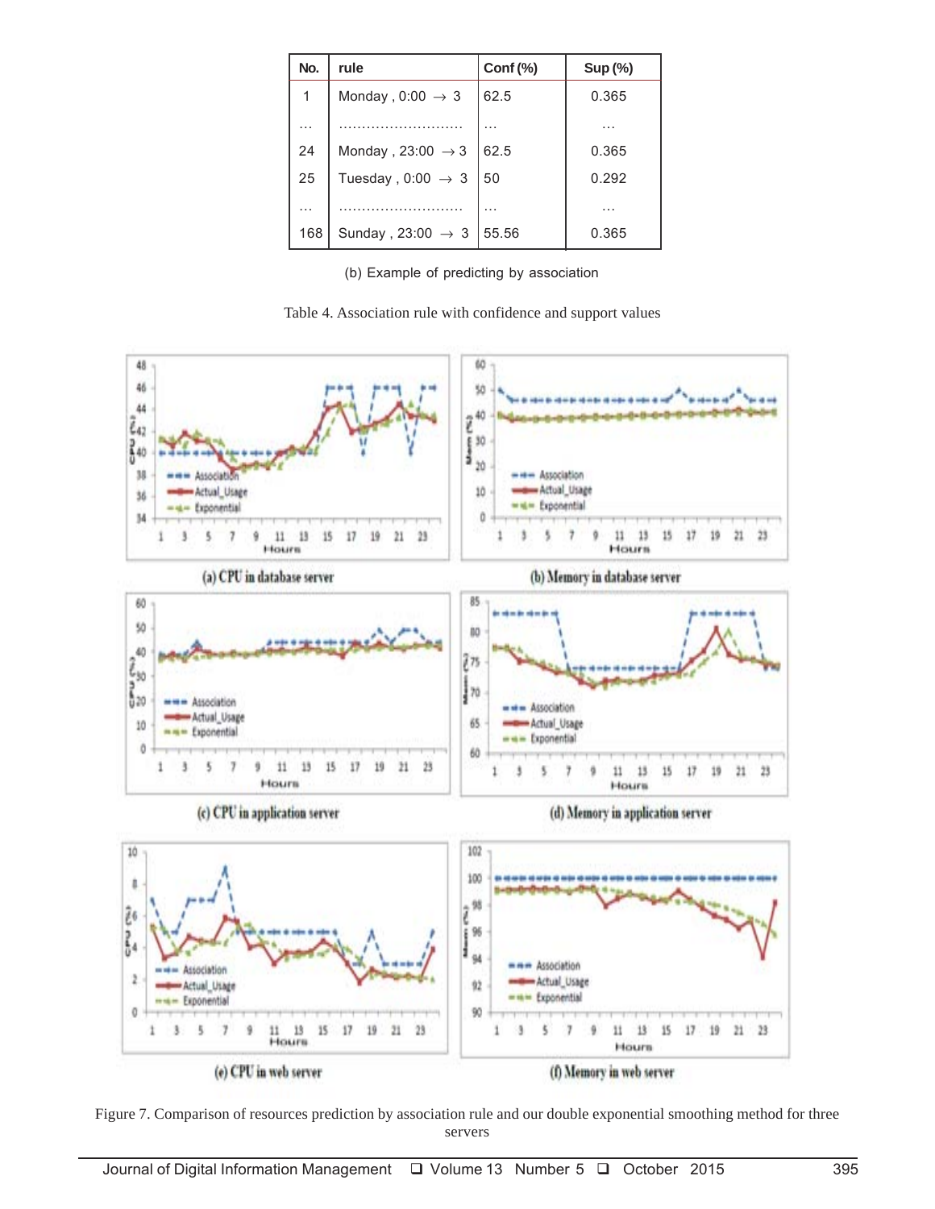| No. | rule | Conf (%) | Sup (%) |
|---|---|---|---|
| 1 | Monday , 0:00 $\rightarrow$ 3 | 62.5 | 0.365 |
| … | ……………………… | … | … |
| 24 | Monday , 23:00 $\rightarrow$ 3 | 62.5 | 0.365 |
| 25 | Tuesday , 0:00 $\rightarrow$ 3 | 50 | 0.292 |
| … | ……………………… | … | … |
| 168 | Sunday , 23:00 $\rightarrow$ 3 | 55.56 | 0.365 |

(b) Example of predicting by association

Table 4. Association rule with confidence and support values

(a) CPU in database server

(b) Memory in database server

(c) CPU in application server

(d) Memory in application server

(e) CPU in web server

(f) Memory in web server

Figure 7. Comparison of resources prediction by association rule and our double exponential smoothing method for three servers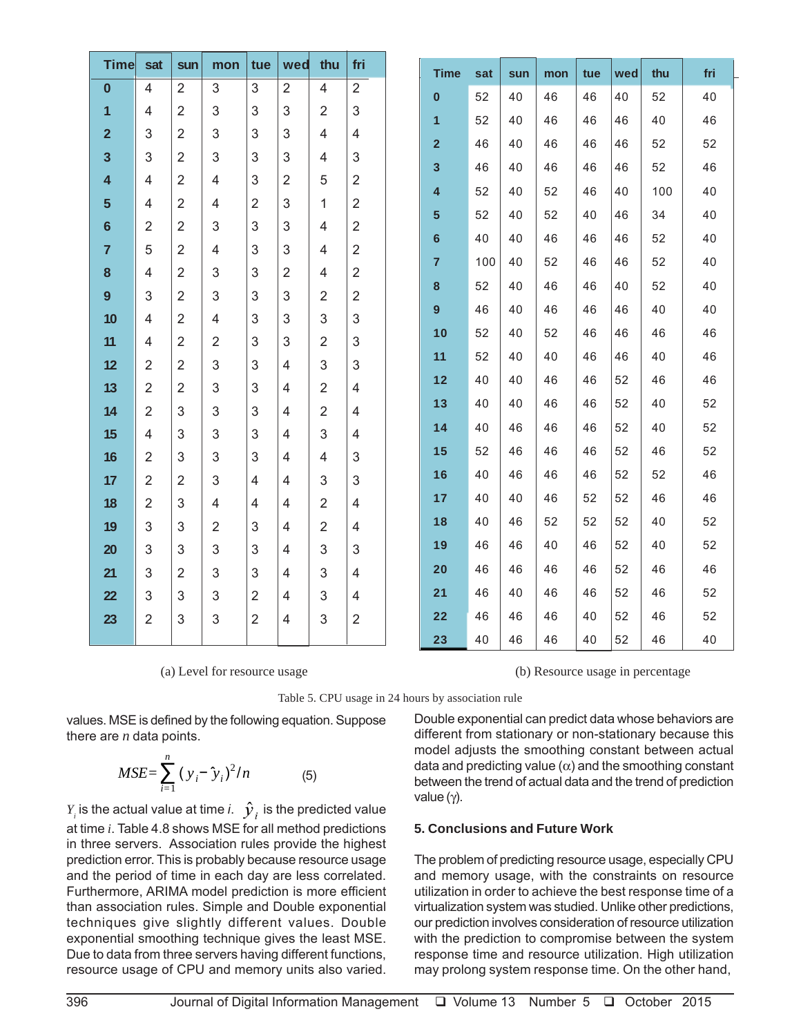| Time | sat | sun | mon | tue | wed | thu | fri |
|---|---|---|---|---|---|---|---|
| 0 | 4 | 2 | 3 | 3 | 2 | 4 | 2 |
| 1 | 4 | 2 | 3 | 3 | 3 | 2 | 3 |
| 2 | 3 | 2 | 3 | 3 | 3 | 4 | 4 |
| 3 | 3 | 2 | 3 | 3 | 3 | 4 | 3 |
| 4 | 4 | 2 | 4 | 3 | 2 | 5 | 2 |
| 5 | 4 | 2 | 4 | 2 | 3 | 1 | 2 |
| 6 | 2 | 2 | 3 | 3 | 3 | 4 | 2 |
| 7 | 5 | 2 | 4 | 3 | 3 | 4 | 2 |
| 8 | 4 | 2 | 3 | 3 | 2 | 4 | 2 |
| 9 | 3 | 2 | 3 | 3 | 3 | 2 | 2 |
| 10 | 4 | 2 | 4 | 3 | 3 | 3 | 3 |
| 11 | 4 | 2 | 2 | 3 | 3 | 2 | 3 |
| 12 | 2 | 2 | 3 | 3 | 4 | 3 | 3 |
| 13 | 2 | 2 | 3 | 3 | 4 | 2 | 4 |
| 14 | 2 | 3 | 3 | 3 | 4 | 2 | 4 |
| 15 | 4 | 3 | 3 | 3 | 4 | 3 | 4 |
| 16 | 2 | 3 | 3 | 3 | 4 | 4 | 3 |
| 17 | 2 | 2 | 3 | 4 | 4 | 3 | 3 |
| 18 | 2 | 3 | 4 | 4 | 4 | 2 | 4 |
| 19 | 3 | 3 | 2 | 3 | 4 | 2 | 4 |
| 20 | 3 | 3 | 3 | 3 | 4 | 3 | 3 |
| 21 | 3 | 2 | 3 | 3 | 4 | 3 | 4 |
| 22 | 3 | 3 | 3 | 2 | 4 | 3 | 4 |
| 23 | 2 | 3 | 3 | 2 | 4 | 3 | 2 |

(a) Level for resource usage

| Time | sat | sun | mon | tue | wed | thu | fri |
|---|---|---|---|---|---|---|---|
| 0 | 52 | 40 | 46 | 46 | 40 | 52 | 40 |
| 1 | 52 | 40 | 46 | 46 | 46 | 40 | 46 |
| 2 | 46 | 40 | 46 | 46 | 46 | 52 | 52 |
| 3 | 46 | 40 | 46 | 46 | 46 | 52 | 46 |
| 4 | 52 | 40 | 52 | 46 | 40 | 100 | 40 |
| 5 | 52 | 40 | 52 | 40 | 46 | 34 | 40 |
| 6 | 40 | 40 | 46 | 46 | 46 | 52 | 40 |
| 7 | 100 | 40 | 52 | 46 | 46 | 52 | 40 |
| 8 | 52 | 40 | 46 | 46 | 40 | 52 | 40 |
| 9 | 46 | 40 | 46 | 46 | 46 | 40 | 40 |
| 10 | 52 | 40 | 52 | 46 | 46 | 46 | 46 |
| 11 | 52 | 40 | 40 | 46 | 46 | 40 | 46 |
| 12 | 40 | 40 | 46 | 46 | 52 | 46 | 46 |
| 13 | 40 | 40 | 46 | 46 | 52 | 40 | 52 |
| 14 | 40 | 46 | 46 | 46 | 52 | 40 | 52 |
| 15 | 52 | 46 | 46 | 46 | 52 | 46 | 52 |
| 16 | 40 | 46 | 46 | 46 | 52 | 52 | 46 |
| 17 | 40 | 40 | 46 | 52 | 52 | 46 | 46 |
| 18 | 40 | 46 | 52 | 52 | 52 | 40 | 52 |
| 19 | 46 | 46 | 40 | 46 | 52 | 40 | 52 |
| 20 | 46 | 46 | 46 | 46 | 52 | 46 | 46 |
| 21 | 46 | 40 | 46 | 46 | 52 | 46 | 52 |
| 22 | 46 | 46 | 46 | 40 | 52 | 46 | 52 |
| 23 | 40 | 46 | 46 | 40 | 52 | 46 | 40 |

(b) Resource usage in percentage

Table 5. CPU usage in 24 hours by association rule

values. MSE is defined by the following equation. Suppose there are *n* data points.

$$MSE = \sum_{i=1}^{n} (y_i - \hat{y}_i)^2 / n \qquad (5)$$

$Y_i$ is the actual value at time *i*. $\hat{y}_i$ is the predicted value at time *i*. Table 4.8 shows MSE for all method predictions in three servers. Association rules provide the highest prediction error. This is probably because resource usage and the period of time in each day are less correlated. Furthermore, ARIMA model prediction is more efficient than association rules. Simple and Double exponential techniques give slightly different values. Double exponential smoothing technique gives the least MSE. Due to data from three servers having different functions, resource usage of CPU and memory units also varied. Double exponential can predict data whose behaviors are different from stationary or non-stationary because this model adjusts the smoothing constant between actual data and predicting value ($\alpha$) and the smoothing constant between the trend of actual data and the trend of prediction value ($\gamma$).

## 5. Conclusions and Future Work

The problem of predicting resource usage, especially CPU and memory usage, with the constraints on resource utilization in order to achieve the best response time of a virtualization system was studied. Unlike other predictions, our prediction involves consideration of resource utilization with the prediction to compromise between the system response time and resource utilization. High utilization may prolong system response time. On the other hand,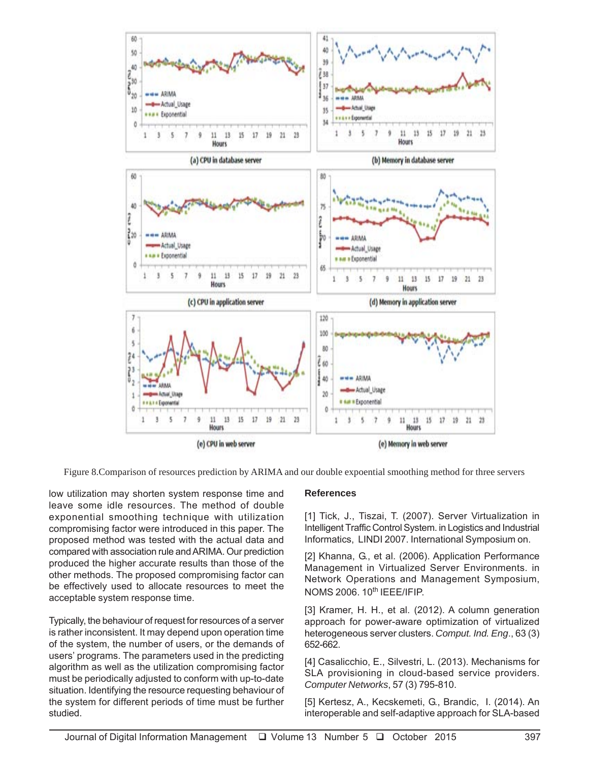Figure 8.Comparison of resources prediction by ARIMA and our double expoential smoothing method for three servers

low utilization may shorten system response time and leave some idle resources. The method of double exponential smoothing technique with utilization compromising factor were introduced in this paper. The proposed method was tested with the actual data and compared with association rule and ARIMA. Our prediction produced the higher accurate results than those of the other methods. The proposed compromising factor can be effectively used to allocate resources to meet the acceptable system response time.

Typically, the behaviour of request for resources of a server is rather inconsistent. It may depend upon operation time of the system, the number of users, or the demands of users' programs. The parameters used in the predicting algorithm as well as the utilization compromising factor must be periodically adjusted to conform with up-to-date situation. Identifying the resource requesting behaviour of the system for different periods of time must be further studied.

## References

[1] Tick, J., Tiszai, T. (2007). Server Virtualization in Intelligent Traffic Control System. in Logistics and Industrial Informatics, LINDI 2007. International Symposium on.

[2] Khanna, G., et al. (2006). Application Performance Management in Virtualized Server Environments. in Network Operations and Management Symposium, NOMS 2006. 10th IEEE/IFIP.

[3] Kramer, H. H., et al. (2012). A column generation approach for power-aware optimization of virtualized heterogeneous server clusters. *Comput. Ind. Eng*., 63 (3) 652-662.

[4] Casalicchio, E., Silvestri, L. (2013). Mechanisms for SLA provisioning in cloud-based service providers. *Computer Networks*, 57 (3) 795-810.

[5] Kertesz, A., Kecskemeti, G., Brandic, I. (2014). An interoperable and self-adaptive approach for SLA-based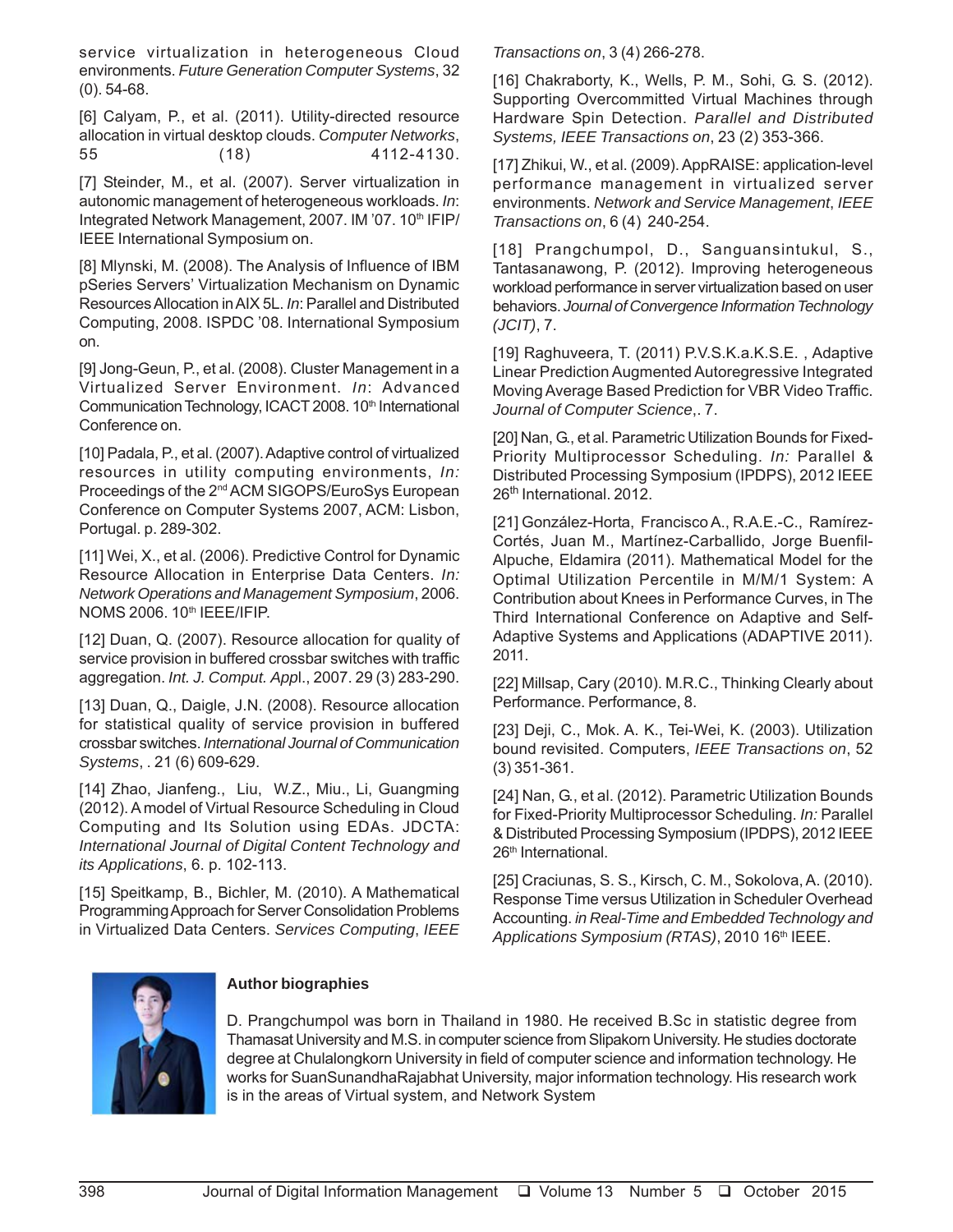service virtualization in heterogeneous Cloud environments. *Future Generation Computer Systems*, 32 (0). 54-68.

[6] Calyam, P., et al. (2011). Utility-directed resource allocation in virtual desktop clouds. *Computer Networks*, 55 (18) 4112-4130.

[7] Steinder, M., et al. (2007). Server virtualization in autonomic management of heterogeneous workloads. *In*: Integrated Network Management, 2007. IM '07. 10th IFIP/ IEEE International Symposium on.

[8] Mlynski, M. (2008). The Analysis of Influence of IBM pSeries Servers' Virtualization Mechanism on Dynamic Resources Allocation in AIX 5L. *In*: Parallel and Distributed Computing, 2008. ISPDC '08. International Symposium on.

[9] Jong-Geun, P., et al. (2008). Cluster Management in a Virtualized Server Environment. *In*: Advanced Communication Technology, ICACT 2008. 10th International Conference on.

[10] Padala, P., et al. (2007). Adaptive control of virtualized resources in utility computing environments, *In:* Proceedings of the 2nd ACM SIGOPS/EuroSys European Conference on Computer Systems 2007, ACM: Lisbon, Portugal. p. 289-302.

[11] Wei, X., et al. (2006). Predictive Control for Dynamic Resource Allocation in Enterprise Data Centers. *In: Network Operations and Management Symposium*, 2006. NOMS 2006. 10th IEEE/IFIP.

[12] Duan, Q. (2007). Resource allocation for quality of service provision in buffered crossbar switches with traffic aggregation. *Int. J. Comput. App*l., 2007. 29 (3) 283-290.

[13] Duan, Q., Daigle, J.N. (2008). Resource allocation for statistical quality of service provision in buffered crossbar switches. *International Journal of Communication Systems*, . 21 (6) 609-629.

[14] Zhao, Jianfeng., Liu, W.Z., Miu., Li, Guangming (2012). A model of Virtual Resource Scheduling in Cloud Computing and Its Solution using EDAs. JDCTA: *International Journal of Digital Content Technology and its Applications*, 6. p. 102-113.

[15] Speitkamp, B., Bichler, M. (2010). A Mathematical Programming Approach for Server Consolidation Problems in Virtualized Data Centers. *Services Computing*, *IEEE Transactions on*, 3 (4) 266-278.

[16] Chakraborty, K., Wells, P. M., Sohi, G. S. (2012). Supporting Overcommitted Virtual Machines through Hardware Spin Detection. *Parallel and Distributed Systems, IEEE Transactions on*, 23 (2) 353-366.

[17] Zhikui, W., et al. (2009). AppRAISE: application-level performance management in virtualized server environments. *Network and Service Management*, *IEEE Transactions on*, 6 (4) 240-254.

[18] Prangchumpol, D., Sanguansintukul, S., Tantasanawong, P. (2012). Improving heterogeneous workload performance in server virtualization based on user behaviors. *Journal of Convergence Information Technology (JCIT)*, 7.

[19] Raghuveera, T. (2011) P.V.S.K.a.K.S.E. , Adaptive Linear Prediction Augmented Autoregressive Integrated Moving Average Based Prediction for VBR Video Traffic. *Journal of Computer Science*,. 7.

[20] Nan, G., et al. Parametric Utilization Bounds for Fixed-Priority Multiprocessor Scheduling. *In:* Parallel & Distributed Processing Symposium (IPDPS), 2012 IEEE 26th International. 2012.

[21] González-Horta, Francisco A., R.A.E.-C., Ramírez-Cortés, Juan M., Martínez-Carballido, Jorge Buenfil-Alpuche, Eldamira (2011). Mathematical Model for the Optimal Utilization Percentile in M/M/1 System: A Contribution about Knees in Performance Curves, in The Third International Conference on Adaptive and Self-Adaptive Systems and Applications (ADAPTIVE 2011). 2011.

[22] Millsap, Cary (2010). M.R.C., Thinking Clearly about Performance. Performance, 8.

[23] Deji, C., Mok. A. K., Tei-Wei, K. (2003). Utilization bound revisited. Computers, *IEEE Transactions on*, 52 (3) 351-361.

[24] Nan, G., et al. (2012). Parametric Utilization Bounds for Fixed-Priority Multiprocessor Scheduling. *In:* Parallel & Distributed Processing Symposium (IPDPS), 2012 IEEE 26th International.

[25] Craciunas, S. S., Kirsch, C. M., Sokolova, A. (2010). Response Time versus Utilization in Scheduler Overhead Accounting. *in Real-Time and Embedded Technology and Applications Symposium (RTAS)*, 2010 16th IEEE.

**Author biographies**

D. Prangchumpol was born in Thailand in 1980. He received B.Sc in statistic degree from Thamasat University and M.S. in computer science from Slipakorn University. He studies doctorate degree at Chulalongkorn University in field of computer science and information technology. He works for SuanSunandhaRajabhat University, major information technology. His research work is in the areas of Virtual system, and Network System